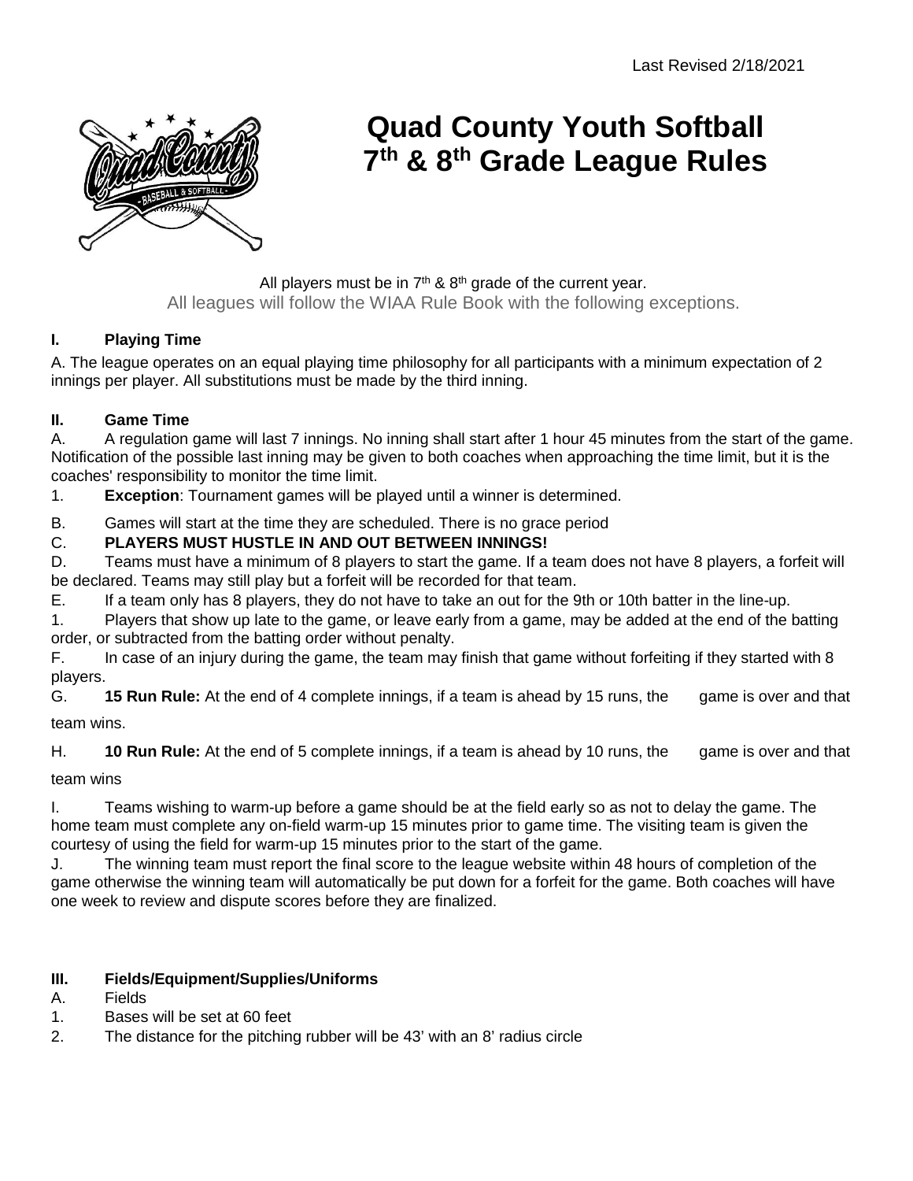Last Revised 2/18/2021

# Quad County Youth Softball 7th & 8th Grade League Rules

All players must be in 7th & 8th grade of the current year.

All leagues will follow the WIAA Rule Book with the following exceptions.

## I. Playing Time

A. The league operates on an equal playing time philosophy for all participants with a minimum expectation of 2 innings per player. All substitutions must be made by the third inning.

## II. Game Time

A. A regulation game will last 7 innings. No inning shall start after 1 hour 45 minutes from the start of the game. Notification of the possible last inning may be given to both coaches when approaching the time limit, but it is the coaches' responsibility to monitor the time limit.

1. **Exception**: Tournament games will be played until a winner is determined.

B. Games will start at the time they are scheduled. There is no grace period

C. **PLAYERS MUST HUSTLE IN AND OUT BETWEEN INNINGS!**

D. Teams must have a minimum of 8 players to start the game. If a team does not have 8 players, a forfeit will be declared. Teams may still play but a forfeit will be recorded for that team.

E. If a team only has 8 players, they do not have to take an out for the 9th or 10th batter in the line-up.

1. Players that show up late to the game, or leave early from a game, may be added at the end of the batting order, or subtracted from the batting order without penalty.

F. In case of an injury during the game, the team may finish that game without forfeiting if they started with 8 players.

G. **15 Run Rule:** At the end of 4 complete innings, if a team is ahead by 15 runs, the game is over and that team wins.

H. **10 Run Rule:** At the end of 5 complete innings, if a team is ahead by 10 runs, the game is over and that team wins

I. Teams wishing to warm-up before a game should be at the field early so as not to delay the game. The home team must complete any on-field warm-up 15 minutes prior to game time. The visiting team is given the courtesy of using the field for warm-up 15 minutes prior to the start of the game.

J. The winning team must report the final score to the league website within 48 hours of completion of the game otherwise the winning team will automatically be put down for a forfeit for the game. Both coaches will have one week to review and dispute scores before they are finalized.

## III. Fields/Equipment/Supplies/Uniforms

A. Fields

1. Bases will be set at 60 feet
2. The distance for the pitching rubber will be 43' with an 8' radius circle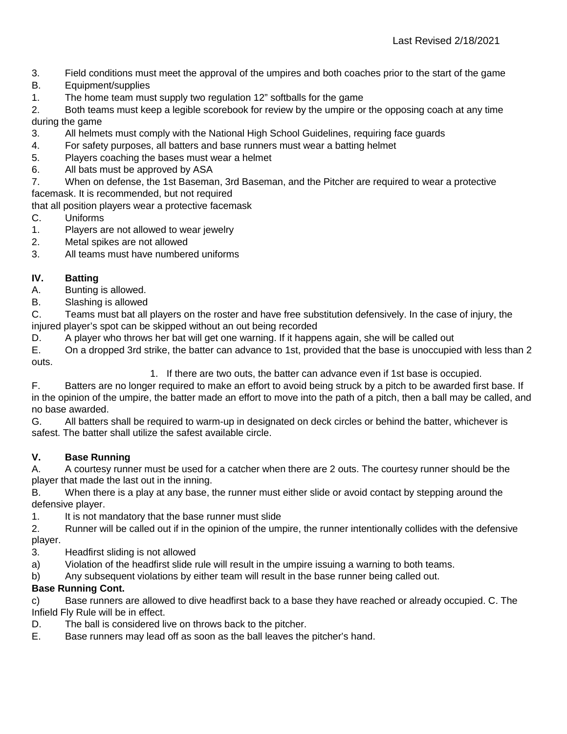3. Field conditions must meet the approval of the umpires and both coaches prior to the start of the game

B. Equipment/supplies

1. The home team must supply two regulation 12" softballs for the game
2. Both teams must keep a legible scorebook for review by the umpire or the opposing coach at any time during the game
3. All helmets must comply with the National High School Guidelines, requiring face guards
4. For safety purposes, all batters and base runners must wear a batting helmet
5. Players coaching the bases must wear a helmet
6. All bats must be approved by ASA
7. When on defense, the 1st Baseman, 3rd Baseman, and the Pitcher are required to wear a protective facemask. It is recommended, but not required that all position players wear a protective facemask

C. Uniforms

1. Players are not allowed to wear jewelry
2. Metal spikes are not allowed
3. All teams must have numbered uniforms

## IV. Batting

A. Bunting is allowed.

B. Slashing is allowed

C. Teams must bat all players on the roster and have free substitution defensively. In the case of injury, the injured player's spot can be skipped without an out being recorded

D. A player who throws her bat will get one warning. If it happens again, she will be called out

E. On a dropped 3rd strike, the batter can advance to 1st, provided that the base is unoccupied with less than 2 outs.

1. If there are two outs, the batter can advance even if 1st base is occupied.

F. Batters are no longer required to make an effort to avoid being struck by a pitch to be awarded first base. If in the opinion of the umpire, the batter made an effort to move into the path of a pitch, then a ball may be called, and no base awarded.

G. All batters shall be required to warm-up in designated on deck circles or behind the batter, whichever is safest. The batter shall utilize the safest available circle.

## V. Base Running

A. A courtesy runner must be used for a catcher when there are 2 outs. The courtesy runner should be the player that made the last out in the inning.

B. When there is a play at any base, the runner must either slide or avoid contact by stepping around the defensive player.

1. It is not mandatory that the base runner must slide
2. Runner will be called out if in the opinion of the umpire, the runner intentionally collides with the defensive player.
3. Headfirst sliding is not allowed

a) Violation of the headfirst slide rule will result in the umpire issuing a warning to both teams.

b) Any subsequent violations by either team will result in the base runner being called out.

**Base Running Cont.**

c) Base runners are allowed to dive headfirst back to a base they have reached or already occupied. C. The Infield Fly Rule will be in effect.

D. The ball is considered live on throws back to the pitcher.

E. Base runners may lead off as soon as the ball leaves the pitcher's hand.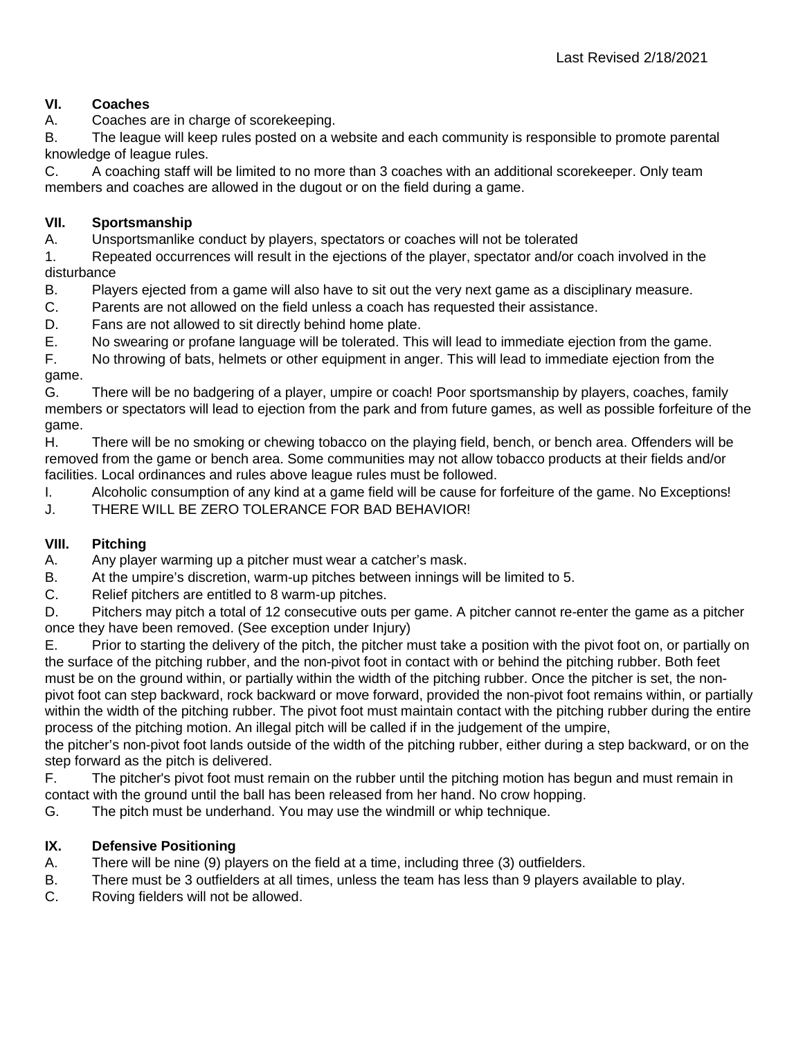## VI. Coaches

A. Coaches are in charge of scorekeeping.

B. The league will keep rules posted on a website and each community is responsible to promote parental knowledge of league rules.

C. A coaching staff will be limited to no more than 3 coaches with an additional scorekeeper. Only team members and coaches are allowed in the dugout or on the field during a game.

## VII. Sportsmanship

A. Unsportsmanlike conduct by players, spectators or coaches will not be tolerated

1. Repeated occurrences will result in the ejections of the player, spectator and/or coach involved in the disturbance

B. Players ejected from a game will also have to sit out the very next game as a disciplinary measure.

C. Parents are not allowed on the field unless a coach has requested their assistance.

D. Fans are not allowed to sit directly behind home plate.

E. No swearing or profane language will be tolerated. This will lead to immediate ejection from the game.

F. No throwing of bats, helmets or other equipment in anger. This will lead to immediate ejection from the game.

G. There will be no badgering of a player, umpire or coach! Poor sportsmanship by players, coaches, family members or spectators will lead to ejection from the park and from future games, as well as possible forfeiture of the game.

H. There will be no smoking or chewing tobacco on the playing field, bench, or bench area. Offenders will be removed from the game or bench area. Some communities may not allow tobacco products at their fields and/or facilities. Local ordinances and rules above league rules must be followed.

I. Alcoholic consumption of any kind at a game field will be cause for forfeiture of the game. No Exceptions!

J. THERE WILL BE ZERO TOLERANCE FOR BAD BEHAVIOR!

## VIII. Pitching

A. Any player warming up a pitcher must wear a catcher's mask.

B. At the umpire's discretion, warm-up pitches between innings will be limited to 5.

C. Relief pitchers are entitled to 8 warm-up pitches.

D. Pitchers may pitch a total of 12 consecutive outs per game. A pitcher cannot re-enter the game as a pitcher once they have been removed. (See exception under Injury)

E. Prior to starting the delivery of the pitch, the pitcher must take a position with the pivot foot on, or partially on the surface of the pitching rubber, and the non-pivot foot in contact with or behind the pitching rubber. Both feet must be on the ground within, or partially within the width of the pitching rubber. Once the pitcher is set, the non-pivot foot can step backward, rock backward or move forward, provided the non-pivot foot remains within, or partially within the width of the pitching rubber. The pivot foot must maintain contact with the pitching rubber during the entire process of the pitching motion. An illegal pitch will be called if in the judgement of the umpire, the pitcher's non-pivot foot lands outside of the width of the pitching rubber, either during a step backward, or on the step forward as the pitch is delivered.

F. The pitcher's pivot foot must remain on the rubber until the pitching motion has begun and must remain in contact with the ground until the ball has been released from her hand. No crow hopping.

G. The pitch must be underhand. You may use the windmill or whip technique.

## IX. Defensive Positioning

A. There will be nine (9) players on the field at a time, including three (3) outfielders.

B. There must be 3 outfielders at all times, unless the team has less than 9 players available to play.

C. Roving fielders will not be allowed.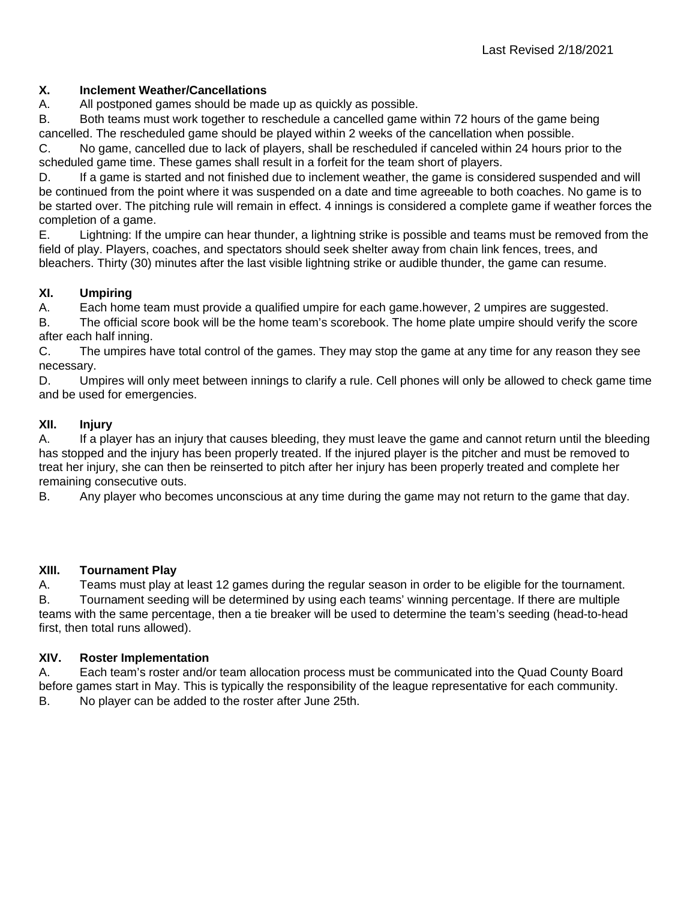## X. Inclement Weather/Cancellations

A. All postponed games should be made up as quickly as possible.

B. Both teams must work together to reschedule a cancelled game within 72 hours of the game being cancelled. The rescheduled game should be played within 2 weeks of the cancellation when possible.

C. No game, cancelled due to lack of players, shall be rescheduled if canceled within 24 hours prior to the scheduled game time. These games shall result in a forfeit for the team short of players.

D. If a game is started and not finished due to inclement weather, the game is considered suspended and will be continued from the point where it was suspended on a date and time agreeable to both coaches. No game is to be started over. The pitching rule will remain in effect. 4 innings is considered a complete game if weather forces the completion of a game.

E. Lightning: If the umpire can hear thunder, a lightning strike is possible and teams must be removed from the field of play. Players, coaches, and spectators should seek shelter away from chain link fences, trees, and bleachers. Thirty (30) minutes after the last visible lightning strike or audible thunder, the game can resume.

## XI. Umpiring

A. Each home team must provide a qualified umpire for each game.however, 2 umpires are suggested.

B. The official score book will be the home team's scorebook. The home plate umpire should verify the score after each half inning.

C. The umpires have total control of the games. They may stop the game at any time for any reason they see necessary.

D. Umpires will only meet between innings to clarify a rule. Cell phones will only be allowed to check game time and be used for emergencies.

## XII. Injury

A. If a player has an injury that causes bleeding, they must leave the game and cannot return until the bleeding has stopped and the injury has been properly treated. If the injured player is the pitcher and must be removed to treat her injury, she can then be reinserted to pitch after her injury has been properly treated and complete her remaining consecutive outs.

B. Any player who becomes unconscious at any time during the game may not return to the game that day.

## XIII. Tournament Play

A. Teams must play at least 12 games during the regular season in order to be eligible for the tournament.

B. Tournament seeding will be determined by using each teams' winning percentage. If there are multiple teams with the same percentage, then a tie breaker will be used to determine the team's seeding (head-to-head first, then total runs allowed).

## XIV. Roster Implementation

A. Each team's roster and/or team allocation process must be communicated into the Quad County Board before games start in May. This is typically the responsibility of the league representative for each community.

B. No player can be added to the roster after June 25th.